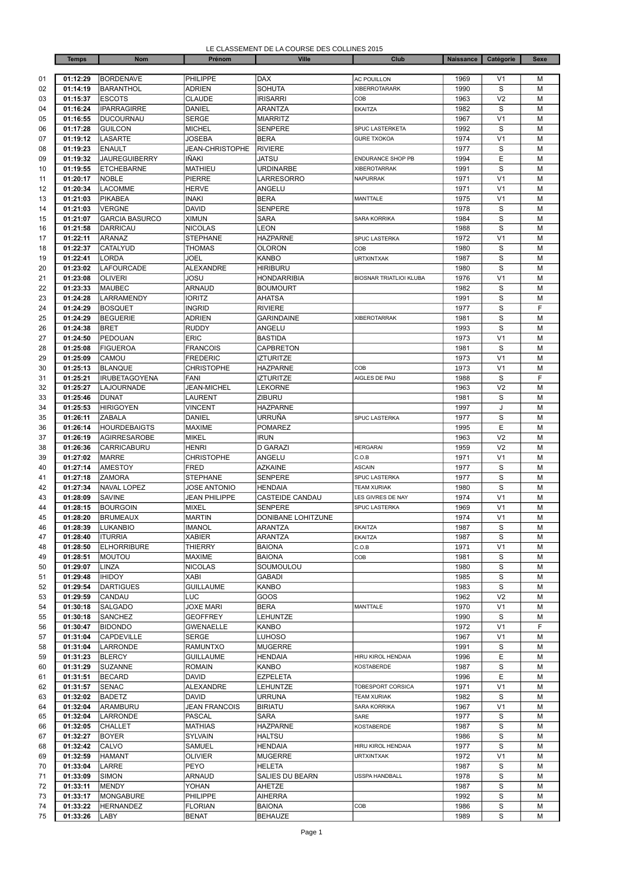LE CLASSEMENT DE LA COURSE DES COLLINES 2015

| | Temps | Nom | Prénom | Ville | Club | Naissance | Catégorie | Sexe |
|---|---|---|---|---|---|---|---|---|
| 01 | **01:12:29** | BORDENAVE | PHILIPPE | DAX | AC POUILLON | 1969 | V1 | M |
| 02 | **01:14:19** | BARANTHOL | ADRIEN | SOHUTA | XIBERROTARARK | 1990 | S | M |
| 03 | **01:15:37** | ESCOTS | CLAUDE | IRISARRI | COB | 1963 | V2 | M |
| 04 | **01:16:24** | IPARRAGIRRE | DANIEL | ARANTZA | EKAITZA | 1982 | S | M |
| 05 | **01:16:55** | DUCOURNAU | SERGE | MIARRITZ | | 1967 | V1 | M |
| 06 | **01:17:28** | GUILCON | MICHEL | SENPERE | SPUC LASTERKETA | 1992 | S | M |
| 07 | **01:19:12** | LASARTE | JOSEBA | BERA | GURE TXOKOA | 1974 | V1 | M |
| 08 | **01:19:23** | ENAULT | JEAN-CHRISTOPHE | RIVIERE | | 1977 | S | M |
| 09 | **01:19:32** | JAUREGUIBERRY | IÑAKI | JATSU | ENDURANCE SHOP PB | 1994 | E | M |
| 10 | **01:19:55** | ETCHEBARNE | MATHIEU | URDINARBE | XIBEROTARRAK | 1991 | S | M |
| 11 | **01:20:17** | NOBLE | PIERRE | LARRESORRO | NAPURRAK | 1971 | V1 | M |
| 12 | **01:20:34** | LACOMME | HERVE | ANGELU | | 1971 | V1 | M |
| 13 | **01:21:03** | PIKABEA | INAKI | BERA | MANTTALE | 1975 | V1 | M |
| 14 | **01:21:03** | VERGNE | DAVID | SENPERE | | 1978 | S | M |
| 15 | **01:21:07** | GARCIA BASURCO | XIMUN | SARA | SARA KORRIKA | 1984 | S | M |
| 16 | **01:21:58** | DARRICAU | NICOLAS | LEON | | 1988 | S | M |
| 17 | **01:22:11** | ARANAZ | STEPHANE | HAZPARNE | SPUC LASTERKA | 1972 | V1 | M |
| 18 | **01:22:37** | CATALYUD | THOMAS | OLORON | COB | 1980 | S | M |
| 19 | **01:22:41** | LORDA | JOEL | KANBO | URTXINTXAK | 1987 | S | M |
| 20 | **01:23:02** | LAFOURCADE | ALEXANDRE | HIRIBURU | | 1980 | S | M |
| 21 | **01:23:08** | OLIVERI | JOSU | HONDARRIBIA | BIOSNAR TRIATLIOI KLUBA | 1976 | V1 | M |
| 22 | **01:23:33** | MAUBEC | ARNAUD | BOUMOURT | | 1982 | S | M |
| 23 | **01:24:28** | LARRAMENDY | IORITZ | AHATSA | | 1991 | S | M |
| 24 | **01:24:29** | BOSQUET | INGRID | RIVIERE | | 1977 | S | F |
| 25 | **01:24:29** | BEGUERIE | ADRIEN | GARINDAINE | XIBEROTARRAK | 1981 | S | M |
| 26 | **01:24:38** | BRET | RUDDY | ANGELU | | 1993 | S | M |
| 27 | **01:24:50** | PEDOUAN | ERIC | BASTIDA | | 1973 | V1 | M |
| 28 | **01:25:08** | FIGUEROA | FRANCOIS | CAPBRETON | | 1981 | S | M |
| 29 | **01:25:09** | CAMOU | FREDERIC | IZTURITZE | | 1973 | V1 | M |
| 30 | **01:25:13** | BLANQUE | CHRISTOPHE | HAZPARNE | COB | 1973 | V1 | M |
| 31 | **01:25:21** | IRUBETAGOYENA | FANI | IZTURITZE | AIGLES DE PAU | 1988 | S | F |
| 32 | **01:25:27** | LAJOURNADE | JEAN-MICHEL | LEKORNE | | 1963 | V2 | M |
| 33 | **01:25:46** | DUNAT | LAURENT | ZIBURU | | 1981 | S | M |
| 34 | **01:25:53** | HIRIGOYEN | VINCENT | HAZPARNE | | 1997 | J | M |
| 35 | **01:26:11** | ZABALA | DANIEL | URRUÑA | SPUC LASTERKA | 1977 | S | M |
| 36 | **01:26:14** | HOURDEBAIGTS | MAXIME | POMAREZ | | 1995 | E | M |
| 37 | **01:26:19** | AGIRRESAROBE | MIKEL | IRUN | | 1963 | V2 | M |
| 38 | **01:26:36** | CARRICABURU | HENRI | D GARAZI | HERGARAI | 1959 | V2 | M |
| 39 | **01:27:02** | MARRE | CHRISTOPHE | ANGELU | C.O.B | 1971 | V1 | M |
| 40 | **01:27:14** | AMESTOY | FRED | AZKAINE | ASCAIN | 1977 | S | M |
| 41 | **01:27:18** | ZAMORA | STEPHANE | SENPERE | SPUC LASTERKA | 1977 | S | M |
| 42 | **01:27:34** | NAVAL LOPEZ | JOSE ANTONIO | HENDAIA | TEAM XURIAK | 1980 | S | M |
| 43 | **01:28:09** | SAVINE | JEAN PHILIPPE | CASTEIDE CANDAU | LES GIVRES DE NAY | 1974 | V1 | M |
| 44 | **01:28:15** | BOURGOIN | MIXEL | SENPERE | SPUC LASTERKA | 1969 | V1 | M |
| 45 | **01:28:20** | BRUMEAUX | MARTIN | DONIBANE LOHITZUNE | | 1974 | V1 | M |
| 46 | **01:28:39** | LUKANBIO | IMANOL | ARANTZA | EKAITZA | 1987 | S | M |
| 47 | **01:28:40** | ITURRIA | XABIER | ARANTZA | EKAITZA | 1987 | S | M |
| 48 | **01:28:50** | ELHORRIBURE | THIERRY | BAIONA | C.O.B | 1971 | V1 | M |
| 49 | **01:28:51** | MOUTOU | MAXIME | BAIONA | COB | 1981 | S | M |
| 50 | **01:29:07** | LINZA | NICOLAS | SOUMOULOU | | 1980 | S | M |
| 51 | **01:29:48** | IHIDOY | XABI | GABADI | | 1985 | S | M |
| 52 | **01:29:54** | DARTIGUES | GUILLAUME | KANBO | | 1983 | S | M |
| 53 | **01:29:59** | CANDAU | LUC | GOOS | | 1962 | V2 | M |
| 54 | **01:30:18** | SALGADO | JOXE MARI | BERA | MANTTALE | 1970 | V1 | M |
| 55 | **01:30:18** | SANCHEZ | GEOFFREY | LEHUNTZE | | 1990 | S | M |
| 56 | **01:30:47** | BIDONDO | GWENAELLE | KANBO | | 1972 | V1 | F |
| 57 | **01:31:04** | CAPDEVILLE | SERGE | LUHOSO | | 1967 | V1 | M |
| 58 | **01:31:04** | LARRONDE | RAMUNTXO | MUGERRE | | 1991 | S | M |
| 59 | **01:31:23** | BLERCY | GUILLAUME | HENDAIA | HIRU KIROL HENDAIA | 1996 | E | M |
| 60 | **01:31:29** | SUZANNE | ROMAIN | KANBO | KOSTABERDE | 1987 | S | M |
| 61 | **01:31:51** | BECARD | DAVID | EZPELETA | | 1996 | E | M |
| 62 | **01:31:57** | SENAC | ALEXANDRE | LEHUNTZE | TOBESPORT CORSICA | 1971 | V1 | M |
| 63 | **01:32:02** | BADETZ | DAVID | URRUNA | TEAM XURIAK | 1982 | S | M |
| 64 | **01:32:04** | ARAMBURU | JEAN FRANCOIS | BIRIATU | SARA KORRIKA | 1967 | V1 | M |
| 65 | **01:32:04** | LARRONDE | PASCAL | SARA | SARE | 1977 | S | M |
| 66 | **01:32:05** | CHALLET | MATHIAS | HAZPARNE | KOSTABERDE | 1987 | S | M |
| 67 | **01:32:27** | BOYER | SYLVAIN | HALTSU | | 1986 | S | M |
| 68 | **01:32:42** | CALVO | SAMUEL | HENDAIA | HIRU KIROL HENDAIA | 1977 | S | M |
| 69 | **01:32:59** | HAMANT | OLIVIER | MUGERRE | URTXINTXAK | 1972 | V1 | M |
| 70 | **01:33:04** | LARRE | PEYO | HELETA | | 1987 | S | M |
| 71 | **01:33:09** | SIMON | ARNAUD | SALIES DU BEARN | USSPA HANDBALL | 1978 | S | M |
| 72 | **01:33:11** | MENDY | YOHAN | AHETZE | | 1987 | S | M |
| 73 | **01:33:17** | MONGABURE | PHILIPPE | AIHERRA | | 1992 | S | M |
| 74 | **01:33:22** | HERNANDEZ | FLORIAN | BAIONA | COB | 1986 | S | M |
| 75 | **01:33:26** | LABY | BENAT | BEHAUZE | | 1989 | S | M |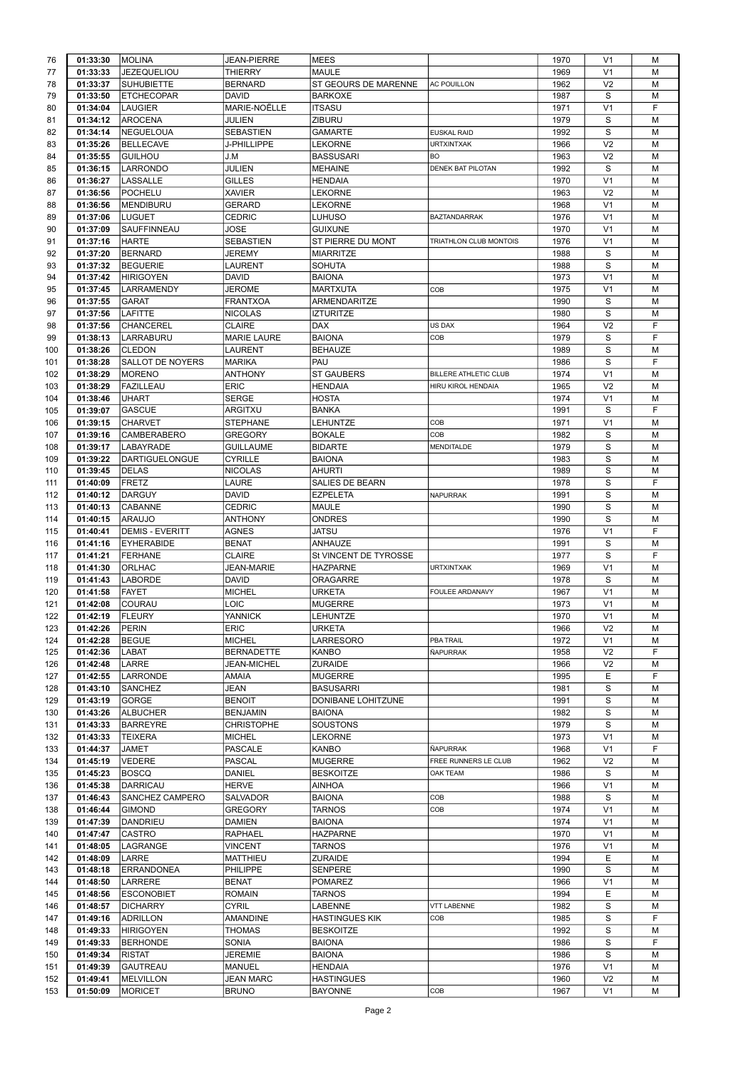| | | | | | | | | |
|---|---|---|---|---|---|---|---|---|
| 76 | 01:33:30 | MOLINA | JEAN-PIERRE | MEES | | 1970 | V1 | M |
| 77 | 01:33:33 | JEZEQUELIOU | THIERRY | MAULE | | 1969 | V1 | M |
| 78 | 01:33:37 | SUHUBIETTE | BERNARD | ST GEOURS DE MARENNE | AC POUILLON | 1962 | V2 | M |
| 79 | 01:33:50 | ETCHECOPAR | DAVID | BARKOXE | | 1987 | S | M |
| 80 | 01:34:04 | LAUGIER | MARIE-NOËLLE | ITSASU | | 1971 | V1 | F |
| 81 | 01:34:12 | AROCENA | JULIEN | ZIBURU | | 1979 | S | M |
| 82 | 01:34:14 | NEGUELOUA | SEBASTIEN | GAMARTE | EUSKAL RAID | 1992 | S | M |
| 83 | 01:35:26 | BELLECAVE | J-PHILLIPPE | LEKORNE | URTXINTXAK | 1966 | V2 | M |
| 84 | 01:35:55 | GUILHOU | J.M | BASSUSARI | BO | 1963 | V2 | M |
| 85 | 01:36:15 | LARRONDO | JULIEN | MEHAINE | DENEK BAT PILOTAN | 1992 | S | M |
| 86 | 01:36:27 | LASSALLE | GILLES | HENDAIA | | 1970 | V1 | M |
| 87 | 01:36:56 | POCHELU | XAVIER | LEKORNE | | 1963 | V2 | M |
| 88 | 01:36:56 | MENDIBURU | GERARD | LEKORNE | | 1968 | V1 | M |
| 89 | 01:37:06 | LUGUET | CEDRIC | LUHUSO | BAZTANDARRAK | 1976 | V1 | M |
| 90 | 01:37:09 | SAUFFINNEAU | JOSE | GUIXUNE | | 1970 | V1 | M |
| 91 | 01:37:16 | HARTE | SEBASTIEN | ST PIERRE DU MONT | TRIATHLON CLUB MONTOIS | 1976 | V1 | M |
| 92 | 01:37:20 | BERNARD | JEREMY | MIARRITZE | | 1988 | S | M |
| 93 | 01:37:32 | BEGUERIE | LAURENT | SOHUTA | | 1988 | S | M |
| 94 | 01:37:42 | HIRIGOYEN | DAVID | BAIONA | | 1973 | V1 | M |
| 95 | 01:37:45 | LARRAMENDY | JEROME | MARTXUTA | COB | 1975 | V1 | M |
| 96 | 01:37:55 | GARAT | FRANTXOA | ARMENDARITZE | | 1990 | S | M |
| 97 | 01:37:56 | LAFITTE | NICOLAS | IZTURITZE | | 1980 | S | M |
| 98 | 01:37:56 | CHANCEREL | CLAIRE | DAX | US DAX | 1964 | V2 | F |
| 99 | 01:38:13 | LARRABURU | MARIE LAURE | BAIONA | COB | 1979 | S | F |
| 100 | 01:38:26 | CLEDON | LAURENT | BEHAUZE | | 1989 | S | M |
| 101 | 01:38:28 | SALLOT DE NOYERS | MARIKA | PAU | | 1986 | S | F |
| 102 | 01:38:29 | MORENO | ANTHONY | ST GAUBERS | BILLERE ATHLETIC CLUB | 1974 | V1 | M |
| 103 | 01:38:29 | FAZILLEAU | ERIC | HENDAIA | HIRU KIROL HENDAIA | 1965 | V2 | M |
| 104 | 01:38:46 | UHART | SERGE | HOSTA | | 1974 | V1 | M |
| 105 | 01:39:07 | GASCUE | ARGITXU | BANKA | | 1991 | S | F |
| 106 | 01:39:15 | CHARVET | STEPHANE | LEHUNTZE | COB | 1971 | V1 | M |
| 107 | 01:39:16 | CAMBERABERO | GREGORY | BOKALE | COB | 1982 | S | M |
| 108 | 01:39:17 | LABAYRADE | GUILLAUME | BIDARTE | MENDITALDE | 1979 | S | M |
| 109 | 01:39:22 | DARTIGUELONGUE | CYRILLE | BAIONA | | 1983 | S | M |
| 110 | 01:39:45 | DELAS | NICOLAS | AHURTI | | 1989 | S | M |
| 111 | 01:40:09 | FRETZ | LAURE | SALIES DE BEARN | | 1978 | S | F |
| 112 | 01:40:12 | DARGUY | DAVID | EZPELETA | NAPURRAK | 1991 | S | M |
| 113 | 01:40:13 | CABANNE | CEDRIC | MAULE | | 1990 | S | M |
| 114 | 01:40:15 | ARAUJO | ANTHONY | ONDRES | | 1990 | S | M |
| 115 | 01:40:41 | DEMIS - EVERITT | AGNES | JATSU | | 1976 | V1 | F |
| 116 | 01:41:16 | EYHERABIDE | BENAT | ANHAUZE | | 1991 | S | M |
| 117 | 01:41:21 | FERHANE | CLAIRE | St VINCENT DE TYROSSE | | 1977 | S | F |
| 118 | 01:41:30 | ORLHAC | JEAN-MARIE | HAZPARNE | URTXINTXAK | 1969 | V1 | M |
| 119 | 01:41:43 | LABORDE | DAVID | ORAGARRE | | 1978 | S | M |
| 120 | 01:41:58 | FAYET | MICHEL | URKETA | FOULEE ARDANAVY | 1967 | V1 | M |
| 121 | 01:42:08 | COURAU | LOIC | MUGERRE | | 1973 | V1 | M |
| 122 | 01:42:19 | FLEURY | YANNICK | LEHUNTZE | | 1970 | V1 | M |
| 123 | 01:42:26 | PERIN | ERIC | URKETA | | 1966 | V2 | M |
| 124 | 01:42:28 | BEGUE | MICHEL | LARRESORO | PBA TRAIL | 1972 | V1 | M |
| 125 | 01:42:36 | LABAT | BERNADETTE | KANBO | ÑAPURRAK | 1958 | V2 | F |
| 126 | 01:42:48 | LARRE | JEAN-MICHEL | ZURAIDE | | 1966 | V2 | M |
| 127 | 01:42:55 | LARRONDE | AMAIA | MUGERRE | | 1995 | E | F |
| 128 | 01:43:10 | SANCHEZ | JEAN | BASUSARRI | | 1981 | S | M |
| 129 | 01:43:19 | GORGE | BENOIT | DONIBANE LOHITZUNE | | 1991 | S | M |
| 130 | 01:43:26 | ALBUCHER | BENJAMIN | BAIONA | | 1982 | S | M |
| 131 | 01:43:33 | BARREYRE | CHRISTOPHE | SOUSTONS | | 1979 | S | M |
| 132 | 01:43:33 | TEIXERA | MICHEL | LEKORNE | | 1973 | V1 | M |
| 133 | 01:44:37 | JAMET | PASCALE | KANBO | ÑAPURRAK | 1968 | V1 | F |
| 134 | 01:45:19 | VEDERE | PASCAL | MUGERRE | FREE RUNNERS LE CLUB | 1962 | V2 | M |
| 135 | 01:45:23 | BOSCQ | DANIEL | BESKOITZE | OAK TEAM | 1986 | S | M |
| 136 | 01:45:38 | DARRICAU | HERVE | AINHOA | | 1966 | V1 | M |
| 137 | 01:46:43 | SANCHEZ CAMPERO | SALVADOR | BAIONA | COB | 1988 | S | M |
| 138 | 01:46:44 | GIMOND | GREGORY | TARNOS | COB | 1974 | V1 | M |
| 139 | 01:47:39 | DANDRIEU | DAMIEN | BAIONA | | 1974 | V1 | M |
| 140 | 01:47:47 | CASTRO | RAPHAEL | HAZPARNE | | 1970 | V1 | M |
| 141 | 01:48:05 | LAGRANGE | VINCENT | TARNOS | | 1976 | V1 | M |
| 142 | 01:48:09 | LARRE | MATTHIEU | ZURAIDE | | 1994 | E | M |
| 143 | 01:48:18 | ERRANDONEA | PHILIPPE | SENPERE | | 1990 | S | M |
| 144 | 01:48:50 | LARRERE | BENAT | POMAREZ | | 1966 | V1 | M |
| 145 | 01:48:56 | ESCONOBIET | ROMAIN | TARNOS | | 1994 | E | M |
| 146 | 01:48:57 | DICHARRY | CYRIL | LABENNE | VTT LABENNE | 1982 | S | M |
| 147 | 01:49:16 | ADRILLON | AMANDINE | HASTINGUES KIK | COB | 1985 | S | F |
| 148 | 01:49:33 | HIRIGOYEN | THOMAS | BESKOITZE | | 1992 | S | M |
| 149 | 01:49:33 | BERHONDE | SONIA | BAIONA | | 1986 | S | F |
| 150 | 01:49:34 | RISTAT | JEREMIE | BAIONA | | 1986 | S | M |
| 151 | 01:49:39 | GAUTREAU | MANUEL | HENDAIA | | 1976 | V1 | M |
| 152 | 01:49:41 | MELVILLON | JEAN MARC | HASTINGUES | | 1960 | V2 | M |
| 153 | 01:50:09 | MORICET | BRUNO | BAYONNE | COB | 1967 | V1 | M |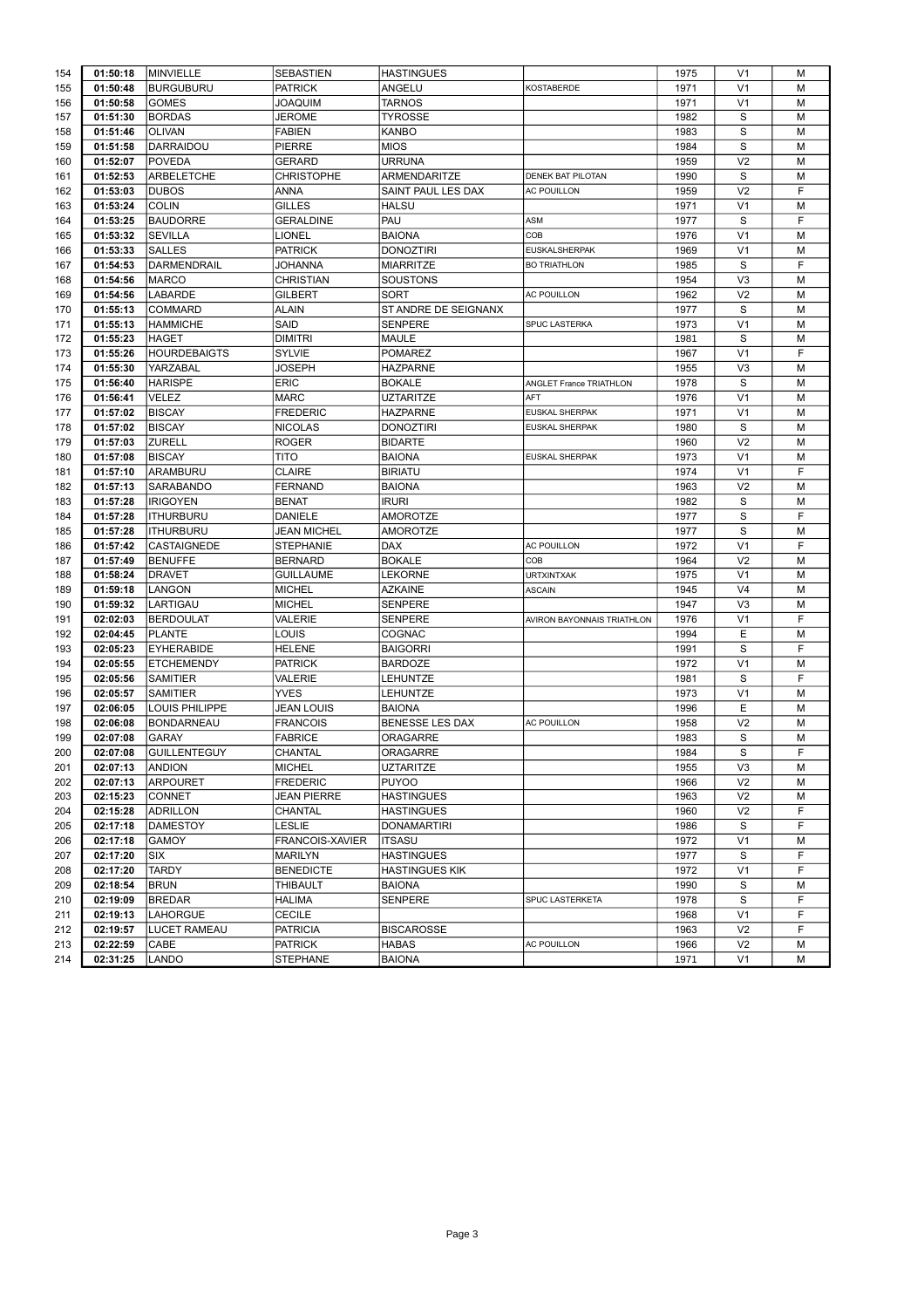| | | | | | | | | |
|---|---|---|---|---|---|---|---|---|
| 154 | 01:50:18 | MINVIELLE | SEBASTIEN | HASTINGUES | | 1975 | V1 | M |
| 155 | 01:50:48 | BURGUBURU | PATRICK | ANGELU | KOSTABERDE | 1971 | V1 | M |
| 156 | 01:50:58 | GOMES | JOAQUIM | TARNOS | | 1971 | V1 | M |
| 157 | 01:51:30 | BORDAS | JEROME | TYROSSE | | 1982 | S | M |
| 158 | 01:51:46 | OLIVAN | FABIEN | KANBO | | 1983 | S | M |
| 159 | 01:51:58 | DARRAIDOU | PIERRE | MIOS | | 1984 | S | M |
| 160 | 01:52:07 | POVEDA | GERARD | URRUNA | | 1959 | V2 | M |
| 161 | 01:52:53 | ARBELETCHE | CHRISTOPHE | ARMENDARITZE | DENEK BAT PILOTAN | 1990 | S | M |
| 162 | 01:53:03 | DUBOS | ANNA | SAINT PAUL LES DAX | AC POUILLON | 1959 | V2 | F |
| 163 | 01:53:24 | COLIN | GILLES | HALSU | | 1971 | V1 | M |
| 164 | 01:53:25 | BAUDORRE | GERALDINE | PAU | ASM | 1977 | S | F |
| 165 | 01:53:32 | SEVILLA | LIONEL | BAIONA | COB | 1976 | V1 | M |
| 166 | 01:53:33 | SALLES | PATRICK | DONOZTIRI | EUSKALSHERPAK | 1969 | V1 | M |
| 167 | 01:54:53 | DARMENDRAIL | JOHANNA | MIARRITZE | BO TRIATHLON | 1985 | S | F |
| 168 | 01:54:56 | MARCO | CHRISTIAN | SOUSTONS | | 1954 | V3 | M |
| 169 | 01:54:56 | LABARDE | GILBERT | SORT | AC POUILLON | 1962 | V2 | M |
| 170 | 01:55:13 | COMMARD | ALAIN | ST ANDRE DE SEIGNANX | | 1977 | S | M |
| 171 | 01:55:13 | HAMMICHE | SAID | SENPERE | SPUC LASTERKA | 1973 | V1 | M |
| 172 | 01:55:23 | HAGET | DIMITRI | MAULE | | 1981 | S | M |
| 173 | 01:55:26 | HOURDEBAIGTS | SYLVIE | POMAREZ | | 1967 | V1 | F |
| 174 | 01:55:30 | YARZABAL | JOSEPH | HAZPARNE | | 1955 | V3 | M |
| 175 | 01:56:40 | HARISPE | ERIC | BOKALE | ANGLET France TRIATHLON | 1978 | S | M |
| 176 | 01:56:41 | VELEZ | MARC | UZTARITZE | AFT | 1976 | V1 | M |
| 177 | 01:57:02 | BISCAY | FREDERIC | HAZPARNE | EUSKAL SHERPAK | 1971 | V1 | M |
| 178 | 01:57:02 | BISCAY | NICOLAS | DONOZTIRI | EUSKAL SHERPAK | 1980 | S | M |
| 179 | 01:57:03 | ZURELL | ROGER | BIDARTE | | 1960 | V2 | M |
| 180 | 01:57:08 | BISCAY | TITO | BAIONA | EUSKAL SHERPAK | 1973 | V1 | M |
| 181 | 01:57:10 | ARAMBURU | CLAIRE | BIRIATU | | 1974 | V1 | F |
| 182 | 01:57:13 | SARABANDO | FERNAND | BAIONA | | 1963 | V2 | M |
| 183 | 01:57:28 | IRIGOYEN | BENAT | IRURI | | 1982 | S | M |
| 184 | 01:57:28 | ITHURBURU | DANIELE | AMOROTZE | | 1977 | S | F |
| 185 | 01:57:28 | ITHURBURU | JEAN MICHEL | AMOROTZE | | 1977 | S | M |
| 186 | 01:57:42 | CASTAIGNEDE | STEPHANIE | DAX | AC POUILLON | 1972 | V1 | F |
| 187 | 01:57:49 | BENUFFE | BERNARD | BOKALE | COB | 1964 | V2 | M |
| 188 | 01:58:24 | DRAVET | GUILLAUME | LEKORNE | URTXINTXAK | 1975 | V1 | M |
| 189 | 01:59:18 | LANGON | MICHEL | AZKAINE | ASCAIN | 1945 | V4 | M |
| 190 | 01:59:32 | LARTIGAU | MICHEL | SENPERE | | 1947 | V3 | M |
| 191 | 02:02:03 | BERDOULAT | VALERIE | SENPERE | AVIRON BAYONNAIS TRIATHLON | 1976 | V1 | F |
| 192 | 02:04:45 | PLANTE | LOUIS | COGNAC | | 1994 | E | M |
| 193 | 02:05:23 | EYHERABIDE | HELENE | BAIGORRI | | 1991 | S | F |
| 194 | 02:05:55 | ETCHEMENDY | PATRICK | BARDOZE | | 1972 | V1 | M |
| 195 | 02:05:56 | SAMITIER | VALERIE | LEHUNTZE | | 1981 | S | F |
| 196 | 02:05:57 | SAMITIER | YVES | LEHUNTZE | | 1973 | V1 | M |
| 197 | 02:06:05 | LOUIS PHILIPPE | JEAN LOUIS | BAIONA | | 1996 | E | M |
| 198 | 02:06:08 | BONDARNEAU | FRANCOIS | BENESSE LES DAX | AC POUILLON | 1958 | V2 | M |
| 199 | 02:07:08 | GARAY | FABRICE | ORAGARRE | | 1983 | S | M |
| 200 | 02:07:08 | GUILLENTEGUY | CHANTAL | ORAGARRE | | 1984 | S | F |
| 201 | 02:07:13 | ANDION | MICHEL | UZTARITZE | | 1955 | V3 | M |
| 202 | 02:07:13 | ARPOURET | FREDERIC | PUYOO | | 1966 | V2 | M |
| 203 | 02:15:23 | CONNET | JEAN PIERRE | HASTINGUES | | 1963 | V2 | M |
| 204 | 02:15:28 | ADRILLON | CHANTAL | HASTINGUES | | 1960 | V2 | F |
| 205 | 02:17:18 | DAMESTOY | LESLIE | DONAMARTIRI | | 1986 | S | F |
| 206 | 02:17:18 | GAMOY | FRANCOIS-XAVIER | ITSASU | | 1972 | V1 | M |
| 207 | 02:17:20 | SIX | MARILYN | HASTINGUES | | 1977 | S | F |
| 208 | 02:17:20 | TARDY | BENEDICTE | HASTINGUES KIK | | 1972 | V1 | F |
| 209 | 02:18:54 | BRUN | THIBAULT | BAIONA | | 1990 | S | M |
| 210 | 02:19:09 | BREDAR | HALIMA | SENPERE | SPUC LASTERKETA | 1978 | S | F |
| 211 | 02:19:13 | LAHORGUE | CECILE | | | 1968 | V1 | F |
| 212 | 02:19:57 | LUCET RAMEAU | PATRICIA | BISCAROSSE | | 1963 | V2 | F |
| 213 | 02:22:59 | CABE | PATRICK | HABAS | AC POUILLON | 1966 | V2 | M |
| 214 | 02:31:25 | LANDO | STEPHANE | BAIONA | | 1971 | V1 | M |